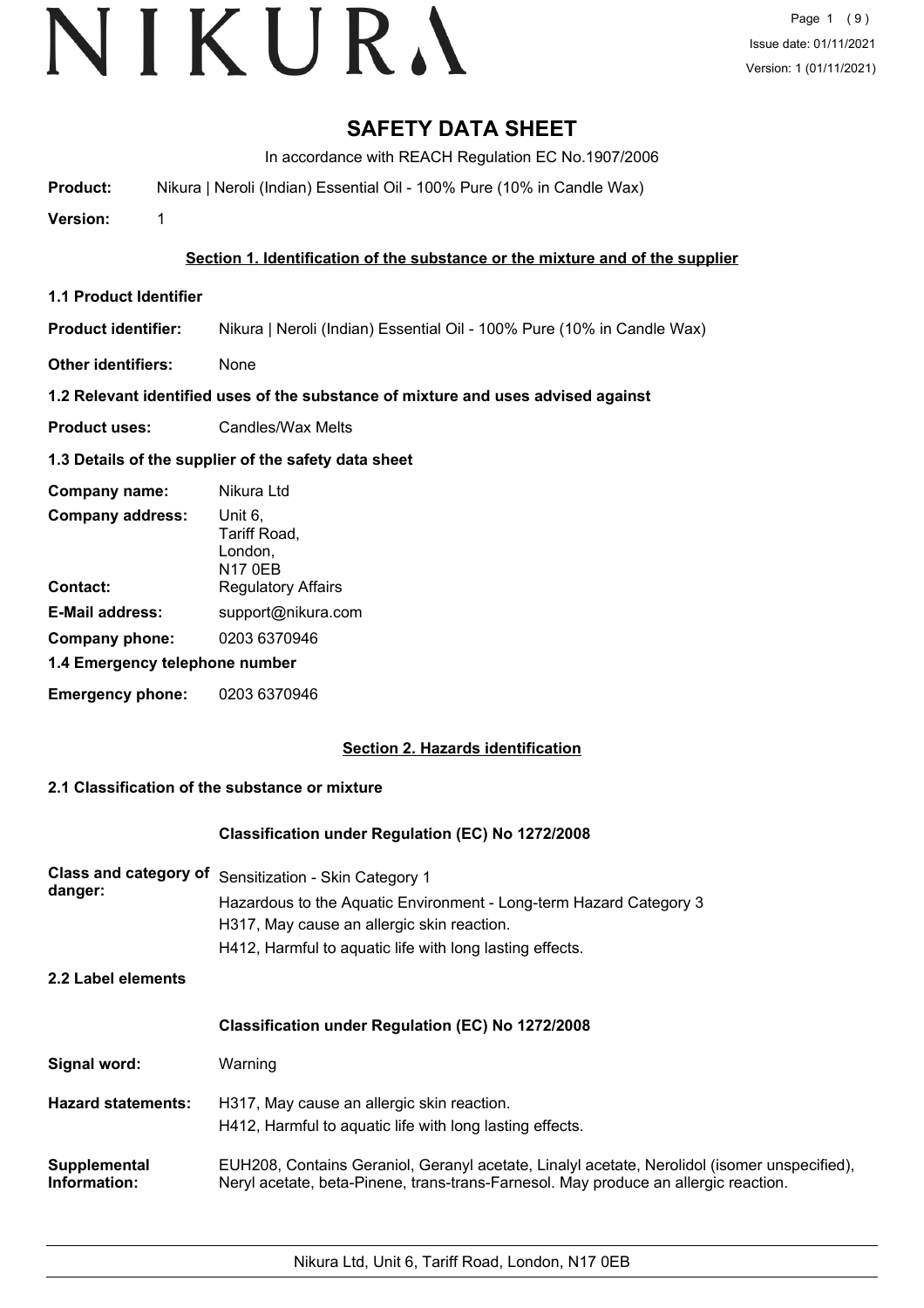# SAFETY DATA SHEET

In accordance with REACH Regulation EC No.1907/2006

**Product:** Nikura | Neroli (Indian) Essential Oil - 100% Pure (10% in Candle Wax)

**Version:** 1

## Section 1. Identification of the substance or the mixture and of the supplier

### 1.1 Product Identifier

**Product identifier:** Nikura | Neroli (Indian) Essential Oil - 100% Pure (10% in Candle Wax)

**Other identifiers:** None

### 1.2 Relevant identified uses of the substance of mixture and uses advised against

**Product uses:** Candles/Wax Melts

### 1.3 Details of the supplier of the safety data sheet

**Company name:** Nikura Ltd

**Company address:** Unit 6,
Tariff Road,
London,
N17 0EB

**Contact:** Regulatory Affairs

**E-Mail address:** support@nikura.com

**Company phone:** 0203 6370946

### 1.4 Emergency telephone number

**Emergency phone:** 0203 6370946

## Section 2. Hazards identification

### 2.1 Classification of the substance or mixture

**Classification under Regulation (EC) No 1272/2008**

**Class and category of danger:**
Sensitization - Skin Category 1
Hazardous to the Aquatic Environment - Long-term Hazard Category 3
H317, May cause an allergic skin reaction.
H412, Harmful to aquatic life with long lasting effects.

### 2.2 Label elements

**Classification under Regulation (EC) No 1272/2008**

**Signal word:** Warning

**Hazard statements:**
H317, May cause an allergic skin reaction.
H412, Harmful to aquatic life with long lasting effects.

**Supplemental Information:** EUH208, Contains Geraniol, Geranyl acetate, Linalyl acetate, Nerolidol (isomer unspecified), Neryl acetate, beta-Pinene, trans-trans-Farnesol. May produce an allergic reaction.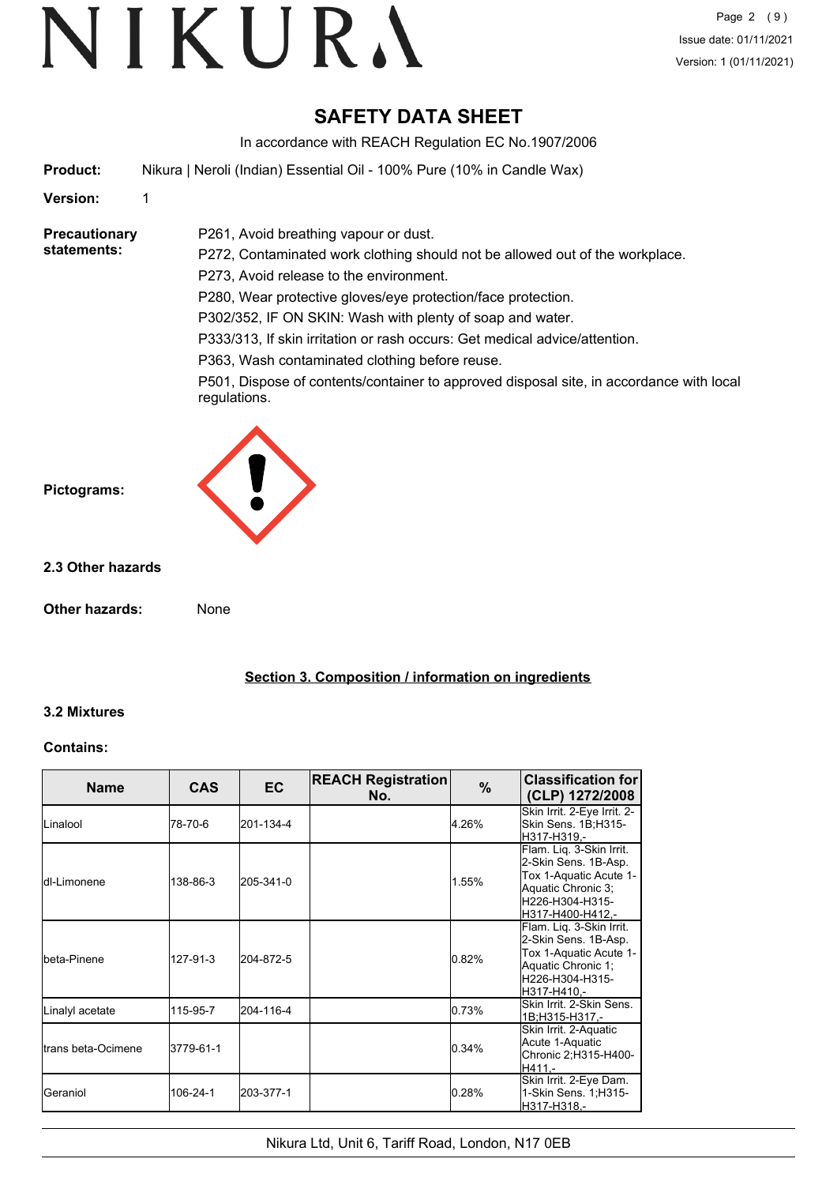# SAFETY DATA SHEET

In accordance with REACH Regulation EC No.1907/2006

**Product:** Nikura | Neroli (Indian) Essential Oil - 100% Pure (10% in Candle Wax)

**Version:** 1

**Precautionary statements:**

P261, Avoid breathing vapour or dust.

P272, Contaminated work clothing should not be allowed out of the workplace.

P273, Avoid release to the environment.

P280, Wear protective gloves/eye protection/face protection.

P302/352, IF ON SKIN: Wash with plenty of soap and water.

P333/313, If skin irritation or rash occurs: Get medical advice/attention.

P363, Wash contaminated clothing before reuse.

P501, Dispose of contents/container to approved disposal site, in accordance with local regulations.

**Pictograms:**

### 2.3 Other hazards

**Other hazards:** None

## Section 3. Composition / information on ingredients

### 3.2 Mixtures

**Contains:**

| Name | CAS | EC | REACH Registration No. | % | Classification for (CLP) 1272/2008 |
|---|---|---|---|---|---|
| Linalool | 78-70-6 | 201-134-4 | | 4.26% | Skin Irrit. 2-Eye Irrit. 2-Skin Sens. 1B;H315-H317-H319,- |
| dl-Limonene | 138-86-3 | 205-341-0 | | 1.55% | Flam. Liq. 3-Skin Irrit. 2-Skin Sens. 1B-Asp. Tox 1-Aquatic Acute 1-Aquatic Chronic 3;H226-H304-H315-H317-H400-H412,- |
| beta-Pinene | 127-91-3 | 204-872-5 | | 0.82% | Flam. Liq. 3-Skin Irrit. 2-Skin Sens. 1B-Asp. Tox 1-Aquatic Acute 1-Aquatic Chronic 1;H226-H304-H315-H317-H410,- |
| Linalyl acetate | 115-95-7 | 204-116-4 | | 0.73% | Skin Irrit. 2-Skin Sens. 1B;H315-H317,- |
| trans beta-Ocimene | 3779-61-1 | | | 0.34% | Skin Irrit. 2-Aquatic Acute 1-Aquatic Chronic 2;H315-H400-H411,- |
| Geraniol | 106-24-1 | 203-377-1 | | 0.28% | Skin Irrit. 2-Eye Dam. 1-Skin Sens. 1;H315-H317-H318,- |

Nikura Ltd, Unit 6, Tariff Road, London, N17 0EB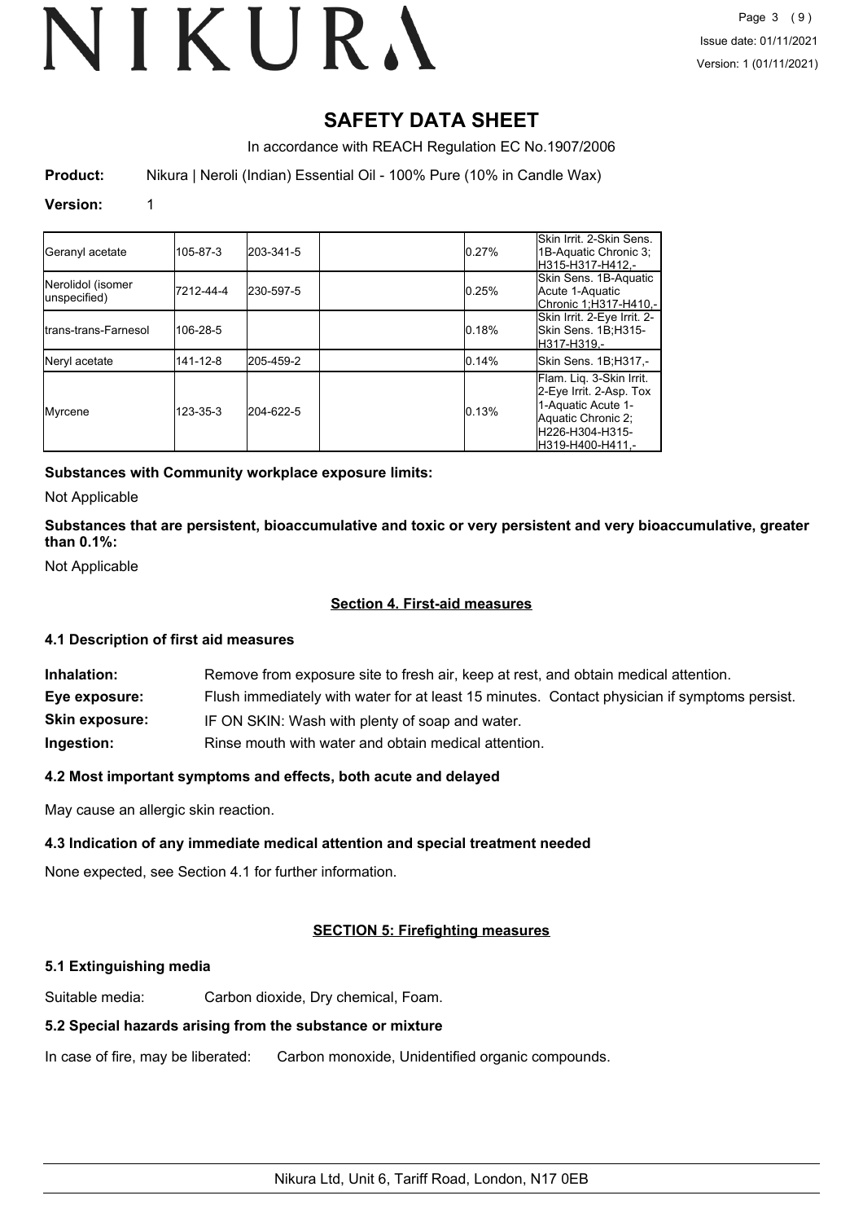# SAFETY DATA SHEET

In accordance with REACH Regulation EC No.1907/2006

**Product:** Nikura | Neroli (Indian) Essential Oil - 100% Pure (10% in Candle Wax)

**Version:** 1

| | | | | | |
|---|---|---|---|---|---|
| Geranyl acetate | 105-87-3 | 203-341-5 | | 0.27% | Skin Irrit. 2-Skin Sens. 1B-Aquatic Chronic 3;H315-H317-H412,- |
| Nerolidol (isomer unspecified) | 7212-44-4 | 230-597-5 | | 0.25% | Skin Sens. 1B-Aquatic Acute 1-Aquatic Chronic 1;H317-H410,- |
| trans-trans-Farnesol | 106-28-5 | | | 0.18% | Skin Irrit. 2-Eye Irrit. 2-Skin Sens. 1B;H315-H317-H319,- |
| Neryl acetate | 141-12-8 | 205-459-2 | | 0.14% | Skin Sens. 1B;H317,- |
| Myrcene | 123-35-3 | 204-622-5 | | 0.13% | Flam. Liq. 3-Skin Irrit. 2-Eye Irrit. 2-Asp. Tox 1-Aquatic Acute 1-Aquatic Chronic 2;H226-H304-H315-H319-H400-H411,- |

**Substances with Community workplace exposure limits:**

Not Applicable

**Substances that are persistent, bioaccumulative and toxic or very persistent and very bioaccumulative, greater than 0.1%:**

Not Applicable

## Section 4. First-aid measures

### 4.1 Description of first aid measures

**Inhalation:** Remove from exposure site to fresh air, keep at rest, and obtain medical attention.

**Eye exposure:** Flush immediately with water for at least 15 minutes. Contact physician if symptoms persist.

**Skin exposure:** IF ON SKIN: Wash with plenty of soap and water.

**Ingestion:** Rinse mouth with water and obtain medical attention.

### 4.2 Most important symptoms and effects, both acute and delayed

May cause an allergic skin reaction.

### 4.3 Indication of any immediate medical attention and special treatment needed

None expected, see Section 4.1 for further information.

## SECTION 5: Firefighting measures

### 5.1 Extinguishing media

Suitable media: Carbon dioxide, Dry chemical, Foam.

### 5.2 Special hazards arising from the substance or mixture

In case of fire, may be liberated: Carbon monoxide, Unidentified organic compounds.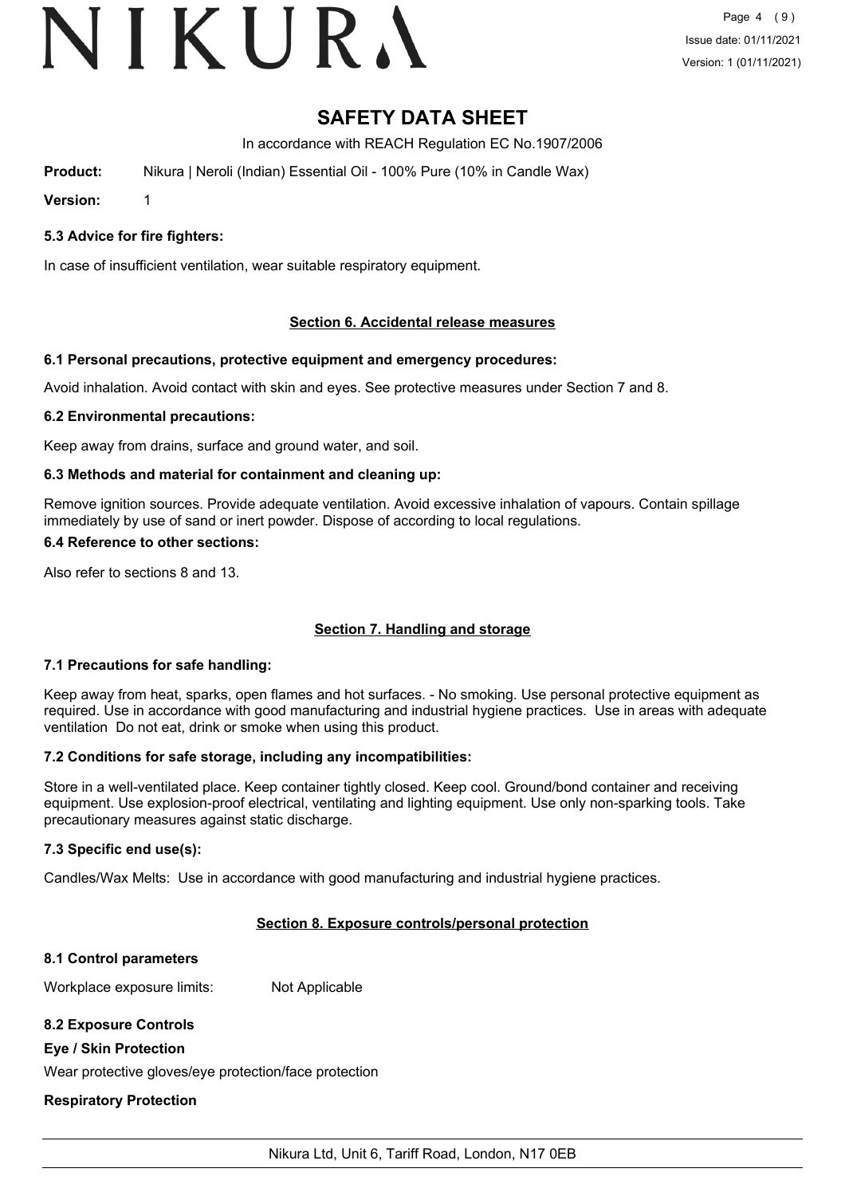# SAFETY DATA SHEET

In accordance with REACH Regulation EC No.1907/2006

**Product:** Nikura | Neroli (Indian) Essential Oil - 100% Pure (10% in Candle Wax)

**Version:** 1

### 5.3 Advice for fire fighters:

In case of insufficient ventilation, wear suitable respiratory equipment.

## Section 6. Accidental release measures

### 6.1 Personal precautions, protective equipment and emergency procedures:

Avoid inhalation. Avoid contact with skin and eyes. See protective measures under Section 7 and 8.

### 6.2 Environmental precautions:

Keep away from drains, surface and ground water, and soil.

### 6.3 Methods and material for containment and cleaning up:

Remove ignition sources. Provide adequate ventilation. Avoid excessive inhalation of vapours. Contain spillage immediately by use of sand or inert powder. Dispose of according to local regulations.

### 6.4 Reference to other sections:

Also refer to sections 8 and 13.

## Section 7. Handling and storage

### 7.1 Precautions for safe handling:

Keep away from heat, sparks, open flames and hot surfaces. - No smoking. Use personal protective equipment as required. Use in accordance with good manufacturing and industrial hygiene practices. Use in areas with adequate ventilation Do not eat, drink or smoke when using this product.

### 7.2 Conditions for safe storage, including any incompatibilities:

Store in a well-ventilated place. Keep container tightly closed. Keep cool. Ground/bond container and receiving equipment. Use explosion-proof electrical, ventilating and lighting equipment. Use only non-sparking tools. Take precautionary measures against static discharge.

### 7.3 Specific end use(s):

Candles/Wax Melts: Use in accordance with good manufacturing and industrial hygiene practices.

## Section 8. Exposure controls/personal protection

### 8.1 Control parameters

Workplace exposure limits: Not Applicable

### 8.2 Exposure Controls

**Eye / Skin Protection**

Wear protective gloves/eye protection/face protection

**Respiratory Protection**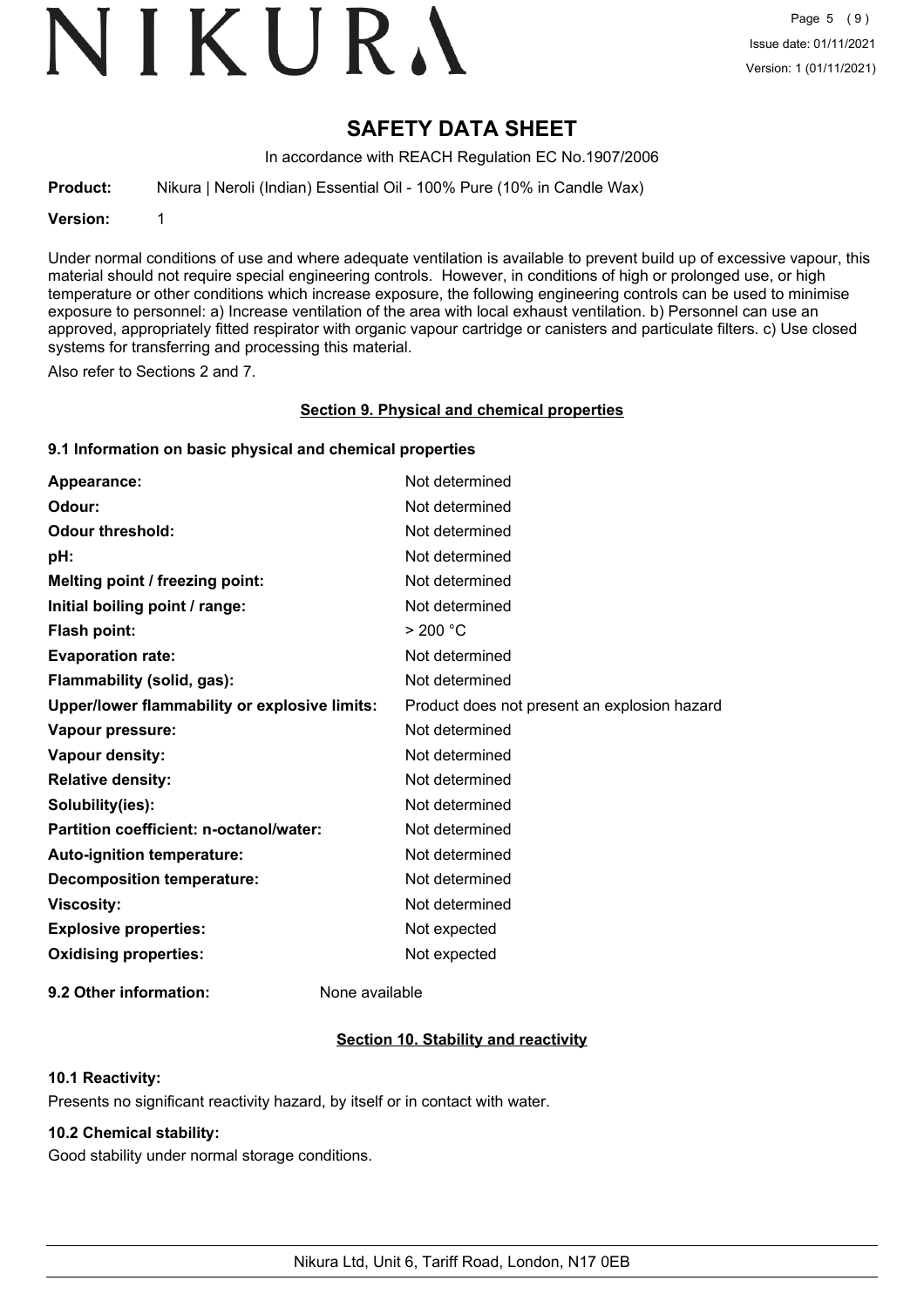# SAFETY DATA SHEET

In accordance with REACH Regulation EC No.1907/2006

**Product:** Nikura | Neroli (Indian) Essential Oil - 100% Pure (10% in Candle Wax)

**Version:** 1

Under normal conditions of use and where adequate ventilation is available to prevent build up of excessive vapour, this material should not require special engineering controls. However, in conditions of high or prolonged use, or high temperature or other conditions which increase exposure, the following engineering controls can be used to minimise exposure to personnel: a) Increase ventilation of the area with local exhaust ventilation. b) Personnel can use an approved, appropriately fitted respirator with organic vapour cartridge or canisters and particulate filters. c) Use closed systems for transferring and processing this material.

Also refer to Sections 2 and 7.

## Section 9. Physical and chemical properties

### 9.1 Information on basic physical and chemical properties

| | |
|---|---|
| **Appearance:** | Not determined |
| **Odour:** | Not determined |
| **Odour threshold:** | Not determined |
| **pH:** | Not determined |
| **Melting point / freezing point:** | Not determined |
| **Initial boiling point / range:** | Not determined |
| **Flash point:** | > 200 °C |
| **Evaporation rate:** | Not determined |
| **Flammability (solid, gas):** | Not determined |
| **Upper/lower flammability or explosive limits:** | Product does not present an explosion hazard |
| **Vapour pressure:** | Not determined |
| **Vapour density:** | Not determined |
| **Relative density:** | Not determined |
| **Solubility(ies):** | Not determined |
| **Partition coefficient: n-octanol/water:** | Not determined |
| **Auto-ignition temperature:** | Not determined |
| **Decomposition temperature:** | Not determined |
| **Viscosity:** | Not determined |
| **Explosive properties:** | Not expected |
| **Oxidising properties:** | Not expected |

**9.2 Other information:** None available

## Section 10. Stability and reactivity

### 10.1 Reactivity:

Presents no significant reactivity hazard, by itself or in contact with water.

### 10.2 Chemical stability:

Good stability under normal storage conditions.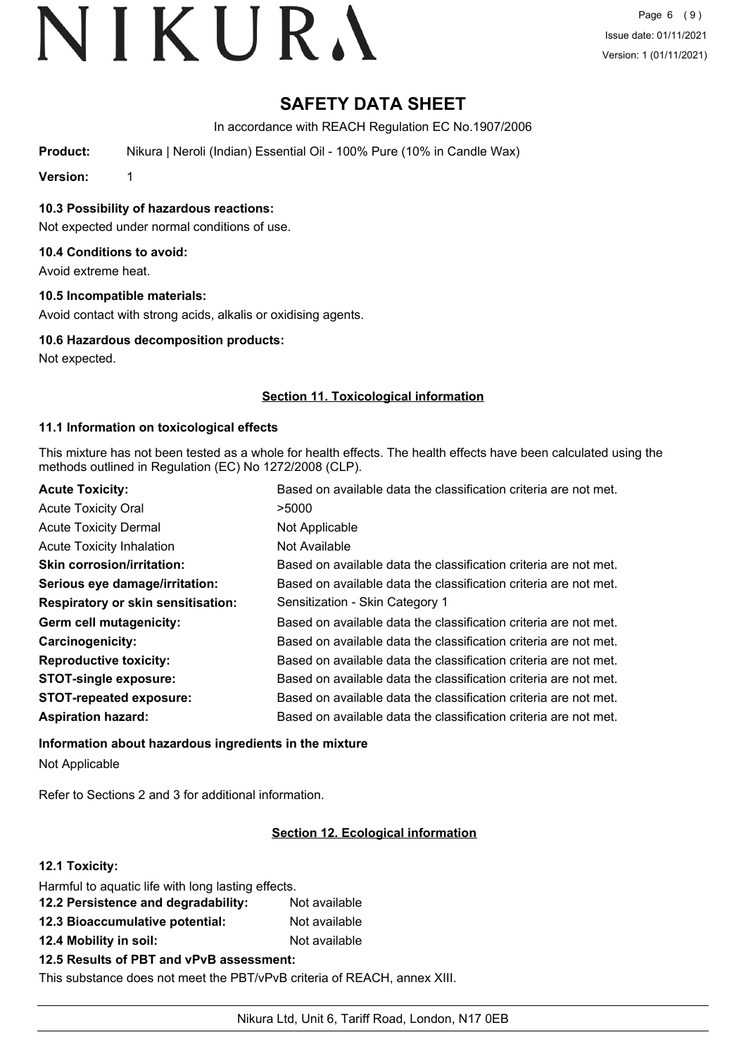# SAFETY DATA SHEET

In accordance with REACH Regulation EC No.1907/2006

**Product:** Nikura | Neroli (Indian) Essential Oil - 100% Pure (10% in Candle Wax)

**Version:** 1

### 10.3 Possibility of hazardous reactions:

Not expected under normal conditions of use.

### 10.4 Conditions to avoid:

Avoid extreme heat.

### 10.5 Incompatible materials:

Avoid contact with strong acids, alkalis or oxidising agents.

### 10.6 Hazardous decomposition products:

Not expected.

## Section 11. Toxicological information

### 11.1 Information on toxicological effects

This mixture has not been tested as a whole for health effects. The health effects have been calculated using the methods outlined in Regulation (EC) No 1272/2008 (CLP).

| | |
|---|---|
| **Acute Toxicity:** | Based on available data the classification criteria are not met. |
| Acute Toxicity Oral | >5000 |
| Acute Toxicity Dermal | Not Applicable |
| Acute Toxicity Inhalation | Not Available |
| **Skin corrosion/irritation:** | Based on available data the classification criteria are not met. |
| **Serious eye damage/irritation:** | Based on available data the classification criteria are not met. |
| **Respiratory or skin sensitisation:** | Sensitization - Skin Category 1 |
| **Germ cell mutagenicity:** | Based on available data the classification criteria are not met. |
| **Carcinogenicity:** | Based on available data the classification criteria are not met. |
| **Reproductive toxicity:** | Based on available data the classification criteria are not met. |
| **STOT-single exposure:** | Based on available data the classification criteria are not met. |
| **STOT-repeated exposure:** | Based on available data the classification criteria are not met. |
| **Aspiration hazard:** | Based on available data the classification criteria are not met. |

### Information about hazardous ingredients in the mixture

Not Applicable

Refer to Sections 2 and 3 for additional information.

## Section 12. Ecological information

### 12.1 Toxicity:

Harmful to aquatic life with long lasting effects.

| | |
|---|---|
| **12.2 Persistence and degradability:** | Not available |
| **12.3 Bioaccumulative potential:** | Not available |
| **12.4 Mobility in soil:** | Not available |

### 12.5 Results of PBT and vPvB assessment:

This substance does not meet the PBT/vPvB criteria of REACH, annex XIII.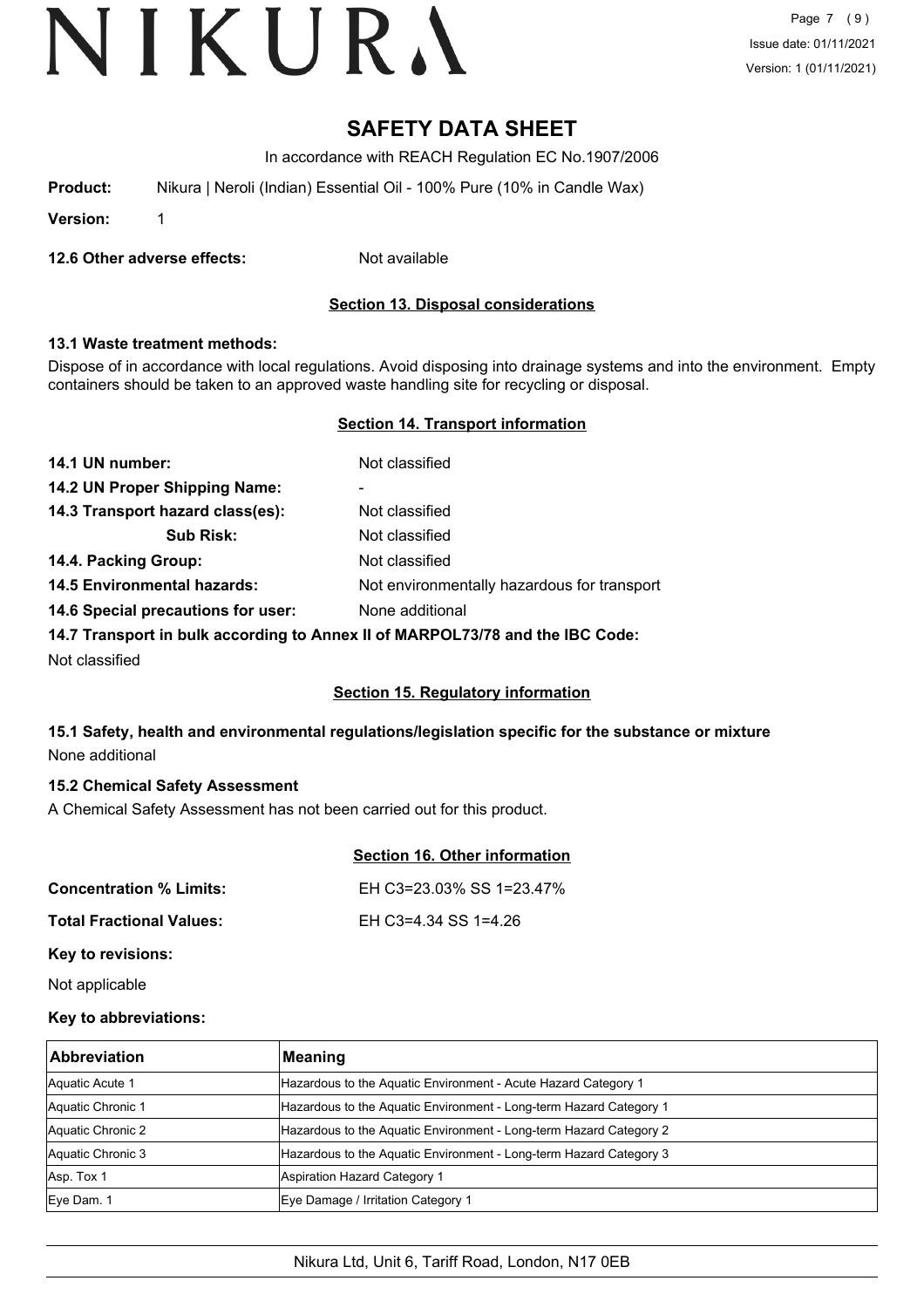**12.6 Other adverse effects:** Not available

## Section 13. Disposal considerations

### 13.1 Waste treatment methods:

Dispose of in accordance with local regulations. Avoid disposing into drainage systems and into the environment. Empty containers should be taken to an approved waste handling site for recycling or disposal.

## Section 14. Transport information

| | |
|---|---|
| **14.1 UN number:** | Not classified |
| **14.2 UN Proper Shipping Name:** | - |
| **14.3 Transport hazard class(es):** | Not classified |
| **Sub Risk:** | Not classified |
| **14.4. Packing Group:** | Not classified |
| **14.5 Environmental hazards:** | Not environmentally hazardous for transport |
| **14.6 Special precautions for user:** | None additional |

**14.7 Transport in bulk according to Annex II of MARPOL73/78 and the IBC Code:**

Not classified

## Section 15. Regulatory information

### 15.1 Safety, health and environmental regulations/legislation specific for the substance or mixture

None additional

### 15.2 Chemical Safety Assessment

A Chemical Safety Assessment has not been carried out for this product.

## Section 16. Other information

| | |
|---|---|
| **Concentration % Limits:** | EH C3=23.03% SS 1=23.47% |
| **Total Fractional Values:** | EH C3=4.34 SS 1=4.26 |

**Key to revisions:**

Not applicable

**Key to abbreviations:**

| Abbreviation | Meaning |
|---|---|
| Aquatic Acute 1 | Hazardous to the Aquatic Environment - Acute Hazard Category 1 |
| Aquatic Chronic 1 | Hazardous to the Aquatic Environment - Long-term Hazard Category 1 |
| Aquatic Chronic 2 | Hazardous to the Aquatic Environment - Long-term Hazard Category 2 |
| Aquatic Chronic 3 | Hazardous to the Aquatic Environment - Long-term Hazard Category 3 |
| Asp. Tox 1 | Aspiration Hazard Category 1 |
| Eye Dam. 1 | Eye Damage / Irritation Category 1 |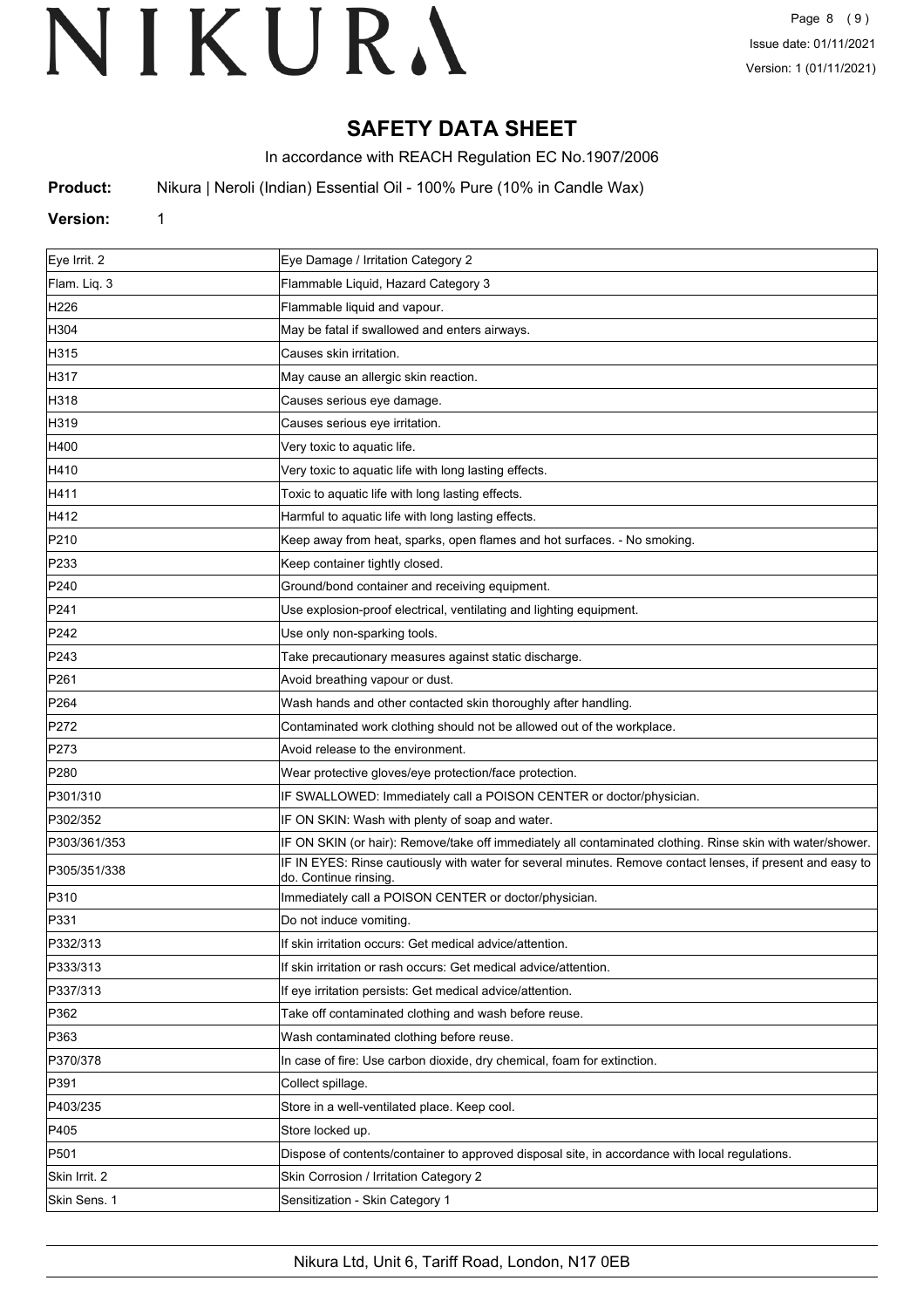# SAFETY DATA SHEET

In accordance with REACH Regulation EC No.1907/2006

**Product:** Nikura | Neroli (Indian) Essential Oil - 100% Pure (10% in Candle Wax)

**Version:** 1

| | |
|---|---|
| Eye Irrit. 2 | Eye Damage / Irritation Category 2 |
| Flam. Liq. 3 | Flammable Liquid, Hazard Category 3 |
| H226 | Flammable liquid and vapour. |
| H304 | May be fatal if swallowed and enters airways. |
| H315 | Causes skin irritation. |
| H317 | May cause an allergic skin reaction. |
| H318 | Causes serious eye damage. |
| H319 | Causes serious eye irritation. |
| H400 | Very toxic to aquatic life. |
| H410 | Very toxic to aquatic life with long lasting effects. |
| H411 | Toxic to aquatic life with long lasting effects. |
| H412 | Harmful to aquatic life with long lasting effects. |
| P210 | Keep away from heat, sparks, open flames and hot surfaces. - No smoking. |
| P233 | Keep container tightly closed. |
| P240 | Ground/bond container and receiving equipment. |
| P241 | Use explosion-proof electrical, ventilating and lighting equipment. |
| P242 | Use only non-sparking tools. |
| P243 | Take precautionary measures against static discharge. |
| P261 | Avoid breathing vapour or dust. |
| P264 | Wash hands and other contacted skin thoroughly after handling. |
| P272 | Contaminated work clothing should not be allowed out of the workplace. |
| P273 | Avoid release to the environment. |
| P280 | Wear protective gloves/eye protection/face protection. |
| P301/310 | IF SWALLOWED: Immediately call a POISON CENTER or doctor/physician. |
| P302/352 | IF ON SKIN: Wash with plenty of soap and water. |
| P303/361/353 | IF ON SKIN (or hair): Remove/take off immediately all contaminated clothing. Rinse skin with water/shower. |
| P305/351/338 | IF IN EYES: Rinse cautiously with water for several minutes. Remove contact lenses, if present and easy to do. Continue rinsing. |
| P310 | Immediately call a POISON CENTER or doctor/physician. |
| P331 | Do not induce vomiting. |
| P332/313 | If skin irritation occurs: Get medical advice/attention. |
| P333/313 | If skin irritation or rash occurs: Get medical advice/attention. |
| P337/313 | If eye irritation persists: Get medical advice/attention. |
| P362 | Take off contaminated clothing and wash before reuse. |
| P363 | Wash contaminated clothing before reuse. |
| P370/378 | In case of fire: Use carbon dioxide, dry chemical, foam for extinction. |
| P391 | Collect spillage. |
| P403/235 | Store in a well-ventilated place. Keep cool. |
| P405 | Store locked up. |
| P501 | Dispose of contents/container to approved disposal site, in accordance with local regulations. |
| Skin Irrit. 2 | Skin Corrosion / Irritation Category 2 |
| Skin Sens. 1 | Sensitization - Skin Category 1 |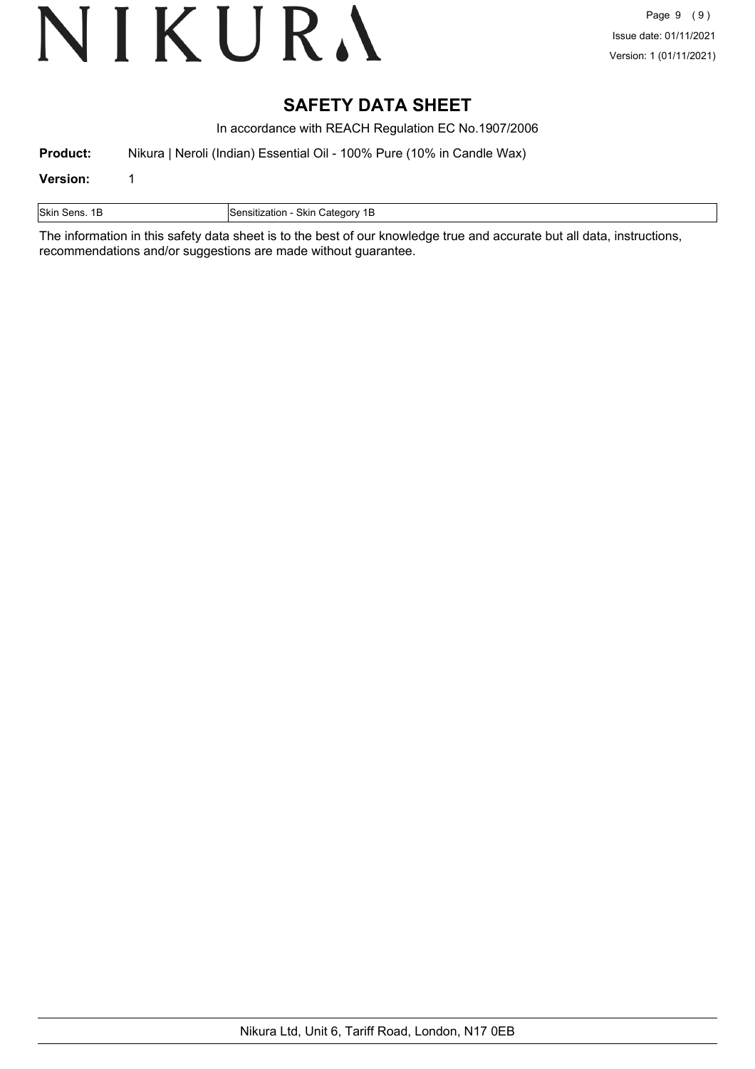| | |
|---|---|
| Skin Sens. 1B | Sensitization - Skin Category 1B |

The information in this safety data sheet is to the best of our knowledge true and accurate but all data, instructions, recommendations and/or suggestions are made without guarantee.